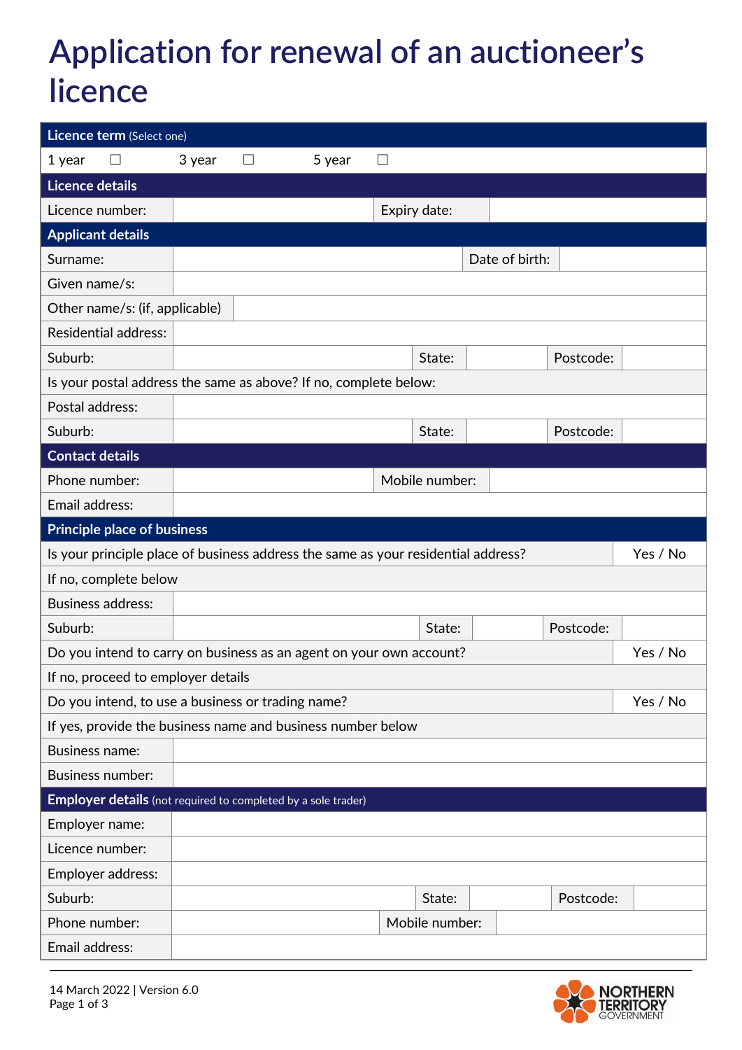# Application for renewal of an auctioneer's licence

| **Licence term** (Select one) | | | | | |
|---|---|---|---|---|---|
| 1 year ☐ | | 3 year ☐ | | 5 year ☐ | |
| **Licence details** | | | | | |
| Licence number: | | Expiry date: | | | |
| **Applicant details** | | | | | |
| Surname: | | Date of birth: | | | |
| Given name/s: | | | | | |
| Other name/s: (if, applicable) | | | | | |
| Residential address: | | | | | |
| Suburb: | | State: | | Postcode: | |
| Is your postal address the same as above? If no, complete below: | | | | | |
| Postal address: | | | | | |
| Suburb: | | State: | | Postcode: | |
| **Contact details** | | | | | |
| Phone number: | | Mobile number: | | | |
| Email address: | | | | | |
| **Principle place of business** | | | | | |
| Is your principle place of business address the same as your residential address? | | | | | Yes / No |
| If no, complete below | | | | | |
| Business address: | | | | | |
| Suburb: | | State: | | Postcode: | |
| Do you intend to carry on business as an agent on your own account? | | | | | Yes / No |
| If no, proceed to employer details | | | | | |
| Do you intend, to use a business or trading name? | | | | | Yes / No |
| If yes, provide the business name and business number below | | | | | |
| Business name: | | | | | |
| Business number: | | | | | |
| **Employer details** (not required to completed by a sole trader) | | | | | |
| Employer name: | | | | | |
| Licence number: | | | | | |
| Employer address: | | | | | |
| Suburb: | | State: | | Postcode: | |
| Phone number: | | Mobile number: | | | |
| Email address: | | | | | |

14 March 2022 | Version 6.0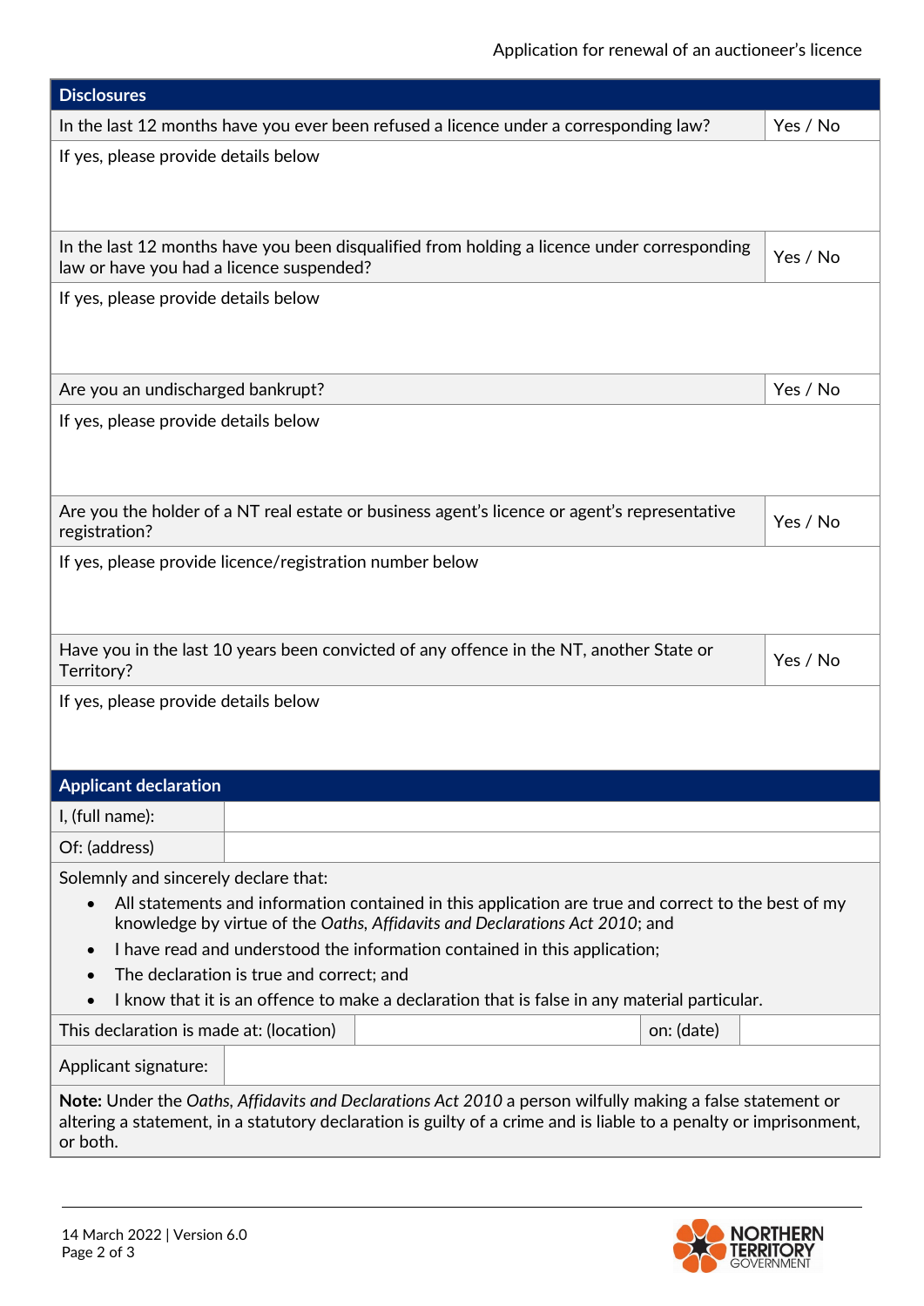## Disclosures

| Question | Response |
|---|---|
| In the last 12 months have you ever been refused a licence under a corresponding law? | Yes / No |
| If yes, please provide details below | |
| In the last 12 months have you been disqualified from holding a licence under corresponding law or have you had a licence suspended? | Yes / No |
| If yes, please provide details below | |
| Are you an undischarged bankrupt? | Yes / No |
| If yes, please provide details below | |
| Are you the holder of a NT real estate or business agent's licence or agent's representative registration? | Yes / No |
| If yes, please provide licence/registration number below | |
| Have you in the last 10 years been convicted of any offence in the NT, another State or Territory? | Yes / No |
| If yes, please provide details below | |

## Applicant declaration

| | |
|---|---|
| I, (full name): | |
| Of: (address) | |

Solemnly and sincerely declare that:

- All statements and information contained in this application are true and correct to the best of my knowledge by virtue of the *Oaths, Affidavits and Declarations Act 2010*; and
- I have read and understood the information contained in this application;
- The declaration is true and correct; and
- I know that it is an offence to make a declaration that is false in any material particular.

| This declaration is made at: (location) | | on: (date) | |
|---|---|---|---|

| Applicant signature: | |
|---|---|

**Note:** Under the *Oaths, Affidavits and Declarations Act 2010* a person wilfully making a false statement or altering a statement, in a statutory declaration is guilty of a crime and is liable to a penalty or imprisonment, or both.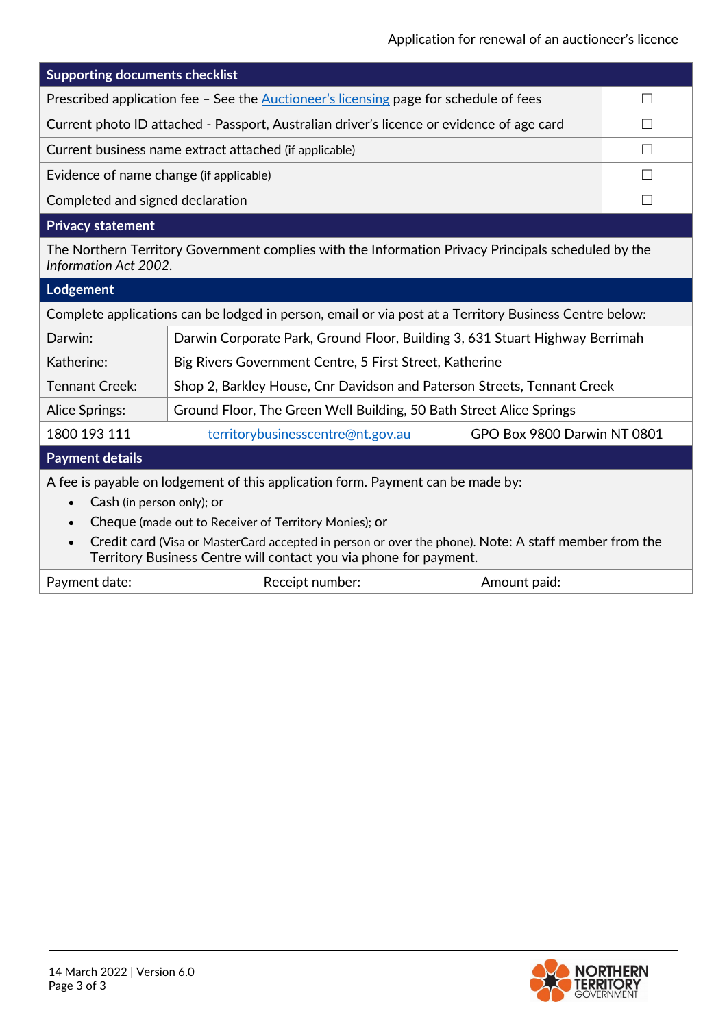| Supporting documents checklist | |
|---|---|
| Prescribed application fee – See the Auctioneer's licensing page for schedule of fees | ☐ |
| Current photo ID attached - Passport, Australian driver's licence or evidence of age card | ☐ |
| Current business name extract attached (if applicable) | ☐ |
| Evidence of name change (if applicable) | ☐ |
| Completed and signed declaration | ☐ |

## Privacy statement

The Northern Territory Government complies with the Information Privacy Principals scheduled by the *Information Act 2002*.

## Lodgement

Complete applications can be lodged in person, email or via post at a Territory Business Centre below:

| | |
|---|---|
| Darwin: | Darwin Corporate Park, Ground Floor, Building 3, 631 Stuart Highway Berrimah |
| Katherine: | Big Rivers Government Centre, 5 First Street, Katherine |
| Tennant Creek: | Shop 2, Barkley House, Cnr Davidson and Paterson Streets, Tennant Creek |
| Alice Springs: | Ground Floor, The Green Well Building, 50 Bath Street Alice Springs |

1800 193 111 | territorybusinesscentre@nt.gov.au | GPO Box 9800 Darwin NT 0801

## Payment details

A fee is payable on lodgement of this application form. Payment can be made by:

- Cash (in person only); or
- Cheque (made out to Receiver of Territory Monies); or
- Credit card (Visa or MasterCard accepted in person or over the phone). Note: A staff member from the Territory Business Centre will contact you via phone for payment.

| Payment date: | Receipt number: | Amount paid: |
|---|---|---|

14 March 2022 | Version 6.0